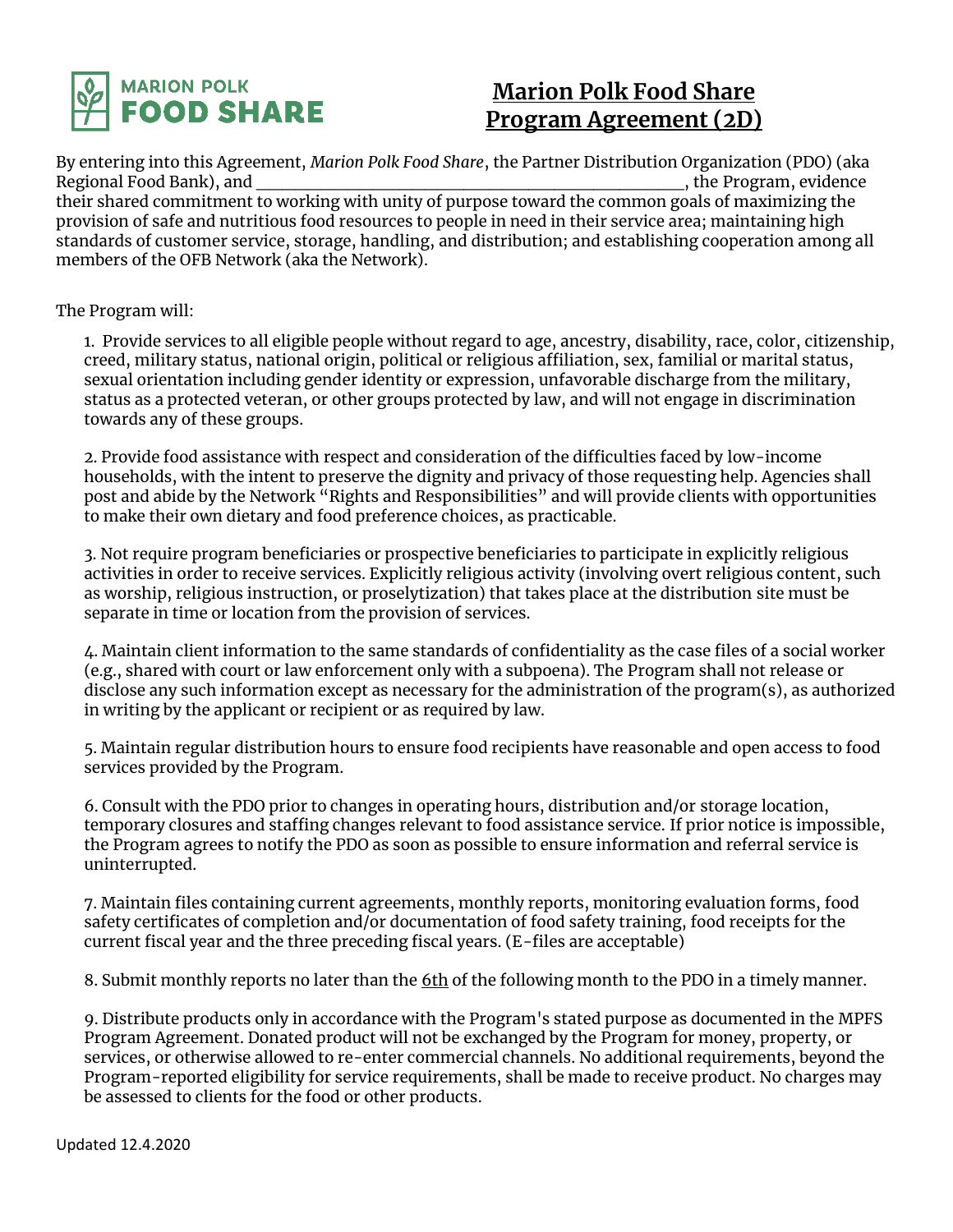# Marion Polk Food Share Program Agreement (2D)

By entering into this Agreement, *Marion Polk Food Share*, the Partner Distribution Organization (PDO) (aka Regional Food Bank), and ________________________________________________, the Program, evidence their shared commitment to working with unity of purpose toward the common goals of maximizing the provision of safe and nutritious food resources to people in need in their service area; maintaining high standards of customer service, storage, handling, and distribution; and establishing cooperation among all members of the OFB Network (aka the Network).

The Program will:

1. Provide services to all eligible people without regard to age, ancestry, disability, race, color, citizenship, creed, military status, national origin, political or religious affiliation, sex, familial or marital status, sexual orientation including gender identity or expression, unfavorable discharge from the military, status as a protected veteran, or other groups protected by law, and will not engage in discrimination towards any of these groups.

2. Provide food assistance with respect and consideration of the difficulties faced by low-income households, with the intent to preserve the dignity and privacy of those requesting help. Agencies shall post and abide by the Network "Rights and Responsibilities" and will provide clients with opportunities to make their own dietary and food preference choices, as practicable.

3. Not require program beneficiaries or prospective beneficiaries to participate in explicitly religious activities in order to receive services. Explicitly religious activity (involving overt religious content, such as worship, religious instruction, or proselytization) that takes place at the distribution site must be separate in time or location from the provision of services.

4. Maintain client information to the same standards of confidentiality as the case files of a social worker (e.g., shared with court or law enforcement only with a subpoena). The Program shall not release or disclose any such information except as necessary for the administration of the program(s), as authorized in writing by the applicant or recipient or as required by law.

5. Maintain regular distribution hours to ensure food recipients have reasonable and open access to food services provided by the Program.

6. Consult with the PDO prior to changes in operating hours, distribution and/or storage location, temporary closures and staffing changes relevant to food assistance service. If prior notice is impossible, the Program agrees to notify the PDO as soon as possible to ensure information and referral service is uninterrupted.

7. Maintain files containing current agreements, monthly reports, monitoring evaluation forms, food safety certificates of completion and/or documentation of food safety training, food receipts for the current fiscal year and the three preceding fiscal years. (E-files are acceptable)

8. Submit monthly reports no later than the <u>6th</u> of the following month to the PDO in a timely manner.

9. Distribute products only in accordance with the Program's stated purpose as documented in the MPFS Program Agreement. Donated product will not be exchanged by the Program for money, property, or services, or otherwise allowed to re-enter commercial channels. No additional requirements, beyond the Program-reported eligibility for service requirements, shall be made to receive product. No charges may be assessed to clients for the food or other products.

Updated 12.4.2020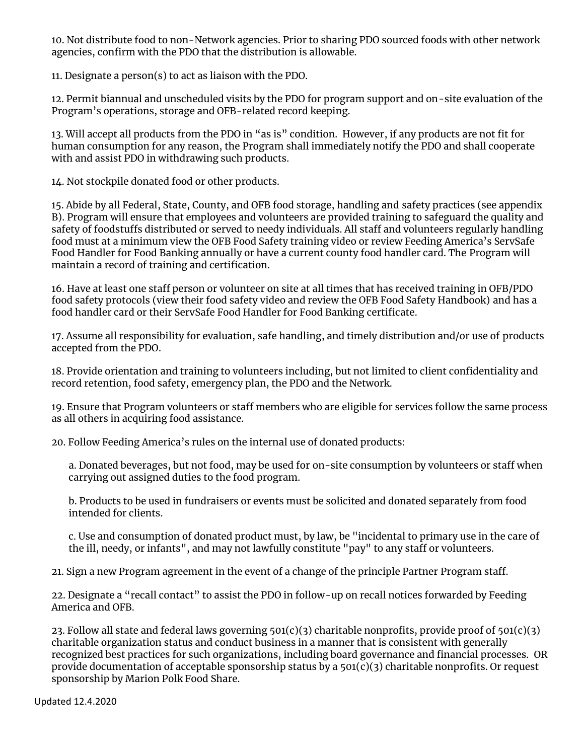10. Not distribute food to non-Network agencies. Prior to sharing PDO sourced foods with other network agencies, confirm with the PDO that the distribution is allowable.

11. Designate a person(s) to act as liaison with the PDO.

12. Permit biannual and unscheduled visits by the PDO for program support and on-site evaluation of the Program's operations, storage and OFB-related record keeping.

13. Will accept all products from the PDO in "as is" condition. However, if any products are not fit for human consumption for any reason, the Program shall immediately notify the PDO and shall cooperate with and assist PDO in withdrawing such products.

14. Not stockpile donated food or other products.

15. Abide by all Federal, State, County, and OFB food storage, handling and safety practices (see appendix B). Program will ensure that employees and volunteers are provided training to safeguard the quality and safety of foodstuffs distributed or served to needy individuals. All staff and volunteers regularly handling food must at a minimum view the OFB Food Safety training video or review Feeding America's ServSafe Food Handler for Food Banking annually or have a current county food handler card. The Program will maintain a record of training and certification.

16. Have at least one staff person or volunteer on site at all times that has received training in OFB/PDO food safety protocols (view their food safety video and review the OFB Food Safety Handbook) and has a food handler card or their ServSafe Food Handler for Food Banking certificate.

17. Assume all responsibility for evaluation, safe handling, and timely distribution and/or use of products accepted from the PDO.

18. Provide orientation and training to volunteers including, but not limited to client confidentiality and record retention, food safety, emergency plan, the PDO and the Network.

19. Ensure that Program volunteers or staff members who are eligible for services follow the same process as all others in acquiring food assistance.

20. Follow Feeding America's rules on the internal use of donated products:

   a. Donated beverages, but not food, may be used for on-site consumption by volunteers or staff when carrying out assigned duties to the food program.

   b. Products to be used in fundraisers or events must be solicited and donated separately from food intended for clients.

   c. Use and consumption of donated product must, by law, be "incidental to primary use in the care of the ill, needy, or infants", and may not lawfully constitute "pay" to any staff or volunteers.

21. Sign a new Program agreement in the event of a change of the principle Partner Program staff.

22. Designate a "recall contact" to assist the PDO in follow-up on recall notices forwarded by Feeding America and OFB.

23. Follow all state and federal laws governing 501(c)(3) charitable nonprofits, provide proof of 501(c)(3) charitable organization status and conduct business in a manner that is consistent with generally recognized best practices for such organizations, including board governance and financial processes. OR provide documentation of acceptable sponsorship status by a 501(c)(3) charitable nonprofits. Or request sponsorship by Marion Polk Food Share.

Updated 12.4.2020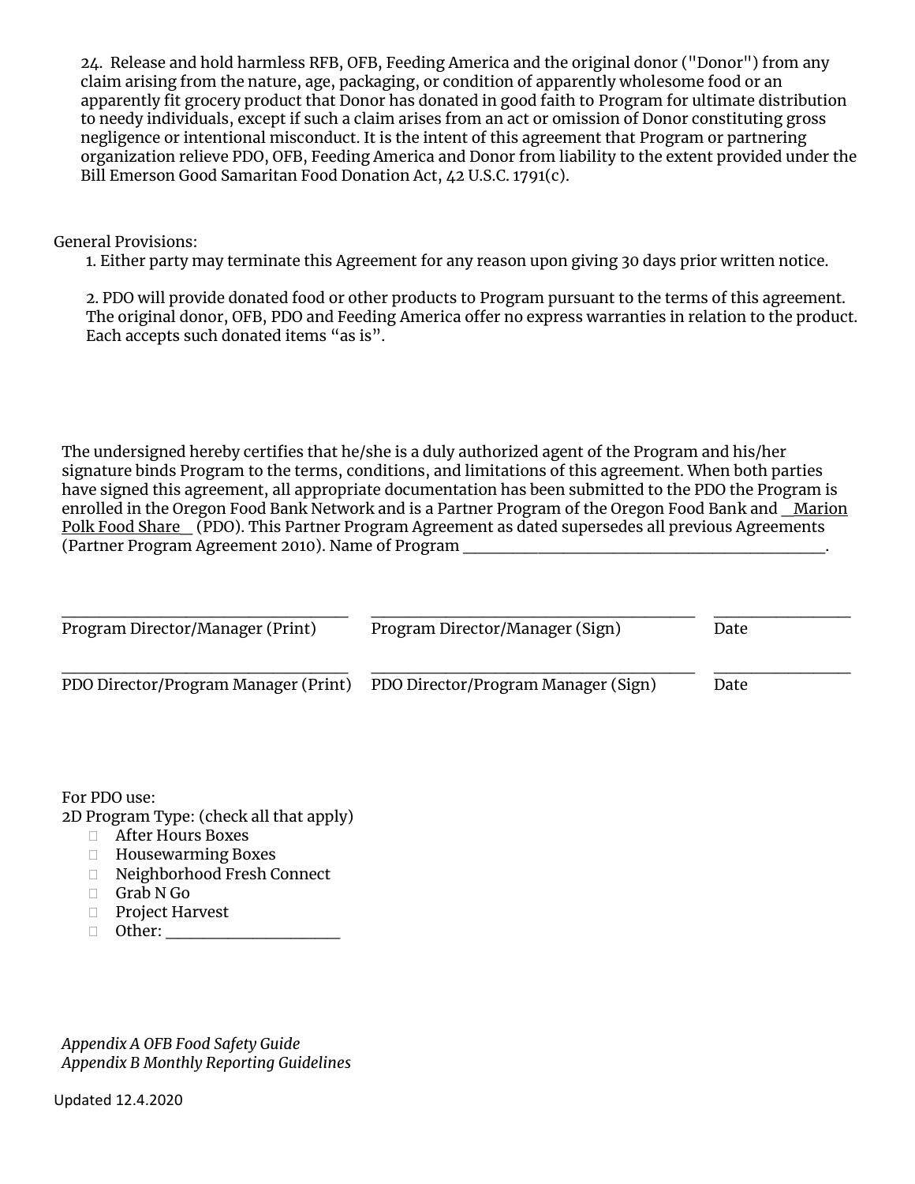24. Release and hold harmless RFB, OFB, Feeding America and the original donor ("Donor") from any claim arising from the nature, age, packaging, or condition of apparently wholesome food or an apparently fit grocery product that Donor has donated in good faith to Program for ultimate distribution to needy individuals, except if such a claim arises from an act or omission of Donor constituting gross negligence or intentional misconduct. It is the intent of this agreement that Program or partnering organization relieve PDO, OFB, Feeding America and Donor from liability to the extent provided under the Bill Emerson Good Samaritan Food Donation Act, 42 U.S.C. 1791(c).

General Provisions:

1. Either party may terminate this Agreement for any reason upon giving 30 days prior written notice.

2. PDO will provide donated food or other products to Program pursuant to the terms of this agreement. The original donor, OFB, PDO and Feeding America offer no express warranties in relation to the product. Each accepts such donated items "as is".

The undersigned hereby certifies that he/she is a duly authorized agent of the Program and his/her signature binds Program to the terms, conditions, and limitations of this agreement. When both parties have signed this agreement, all appropriate documentation has been submitted to the PDO the Program is enrolled in the Oregon Food Bank Network and is a Partner Program of the Oregon Food Bank and __Marion Polk Food Share__ (PDO). This Partner Program Agreement as dated supersedes all previous Agreements (Partner Program Agreement 2010). Name of Program ____________________________________________.

| ________________________________ | ________________________________ | ______________ |
|---|---|---|
| Program Director/Manager (Print) | Program Director/Manager (Sign) | Date |
| ________________________________ | ________________________________ | ______________ |
| PDO Director/Program Manager (Print) | PDO Director/Program Manager (Sign) | Date |

For PDO use:
2D Program Type: (check all that apply)

- ☐ After Hours Boxes
- ☐ Housewarming Boxes
- ☐ Neighborhood Fresh Connect
- ☐ Grab N Go
- ☐ Project Harvest
- ☐ Other: ____________________

*Appendix A OFB Food Safety Guide*
*Appendix B Monthly Reporting Guidelines*

Updated 12.4.2020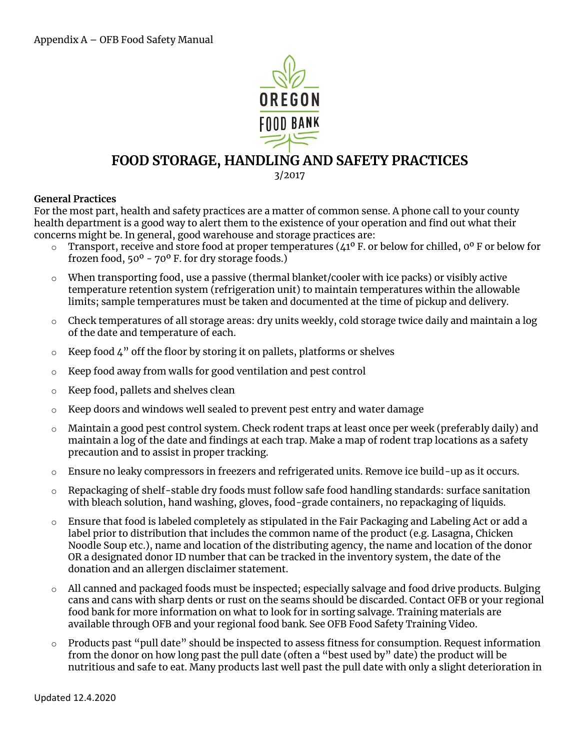Appendix A – OFB Food Safety Manual

# FOOD STORAGE, HANDLING AND SAFETY PRACTICES

3/2017

**General Practices**

For the most part, health and safety practices are a matter of common sense. A phone call to your county health department is a good way to alert them to the existence of your operation and find out what their concerns might be. In general, good warehouse and storage practices are:

- Transport, receive and store food at proper temperatures (41° F. or below for chilled, 0° F or below for frozen food, 50° - 70° F. for dry storage foods.)
- When transporting food, use a passive (thermal blanket/cooler with ice packs) or visibly active temperature retention system (refrigeration unit) to maintain temperatures within the allowable limits; sample temperatures must be taken and documented at the time of pickup and delivery.
- Check temperatures of all storage areas: dry units weekly, cold storage twice daily and maintain a log of the date and temperature of each.
- Keep food 4" off the floor by storing it on pallets, platforms or shelves
- Keep food away from walls for good ventilation and pest control
- Keep food, pallets and shelves clean
- Keep doors and windows well sealed to prevent pest entry and water damage
- Maintain a good pest control system. Check rodent traps at least once per week (preferably daily) and maintain a log of the date and findings at each trap. Make a map of rodent trap locations as a safety precaution and to assist in proper tracking.
- Ensure no leaky compressors in freezers and refrigerated units. Remove ice build-up as it occurs.
- Repackaging of shelf-stable dry foods must follow safe food handling standards: surface sanitation with bleach solution, hand washing, gloves, food-grade containers, no repackaging of liquids.
- Ensure that food is labeled completely as stipulated in the Fair Packaging and Labeling Act or add a label prior to distribution that includes the common name of the product (e.g. Lasagna, Chicken Noodle Soup etc.), name and location of the distributing agency, the name and location of the donor OR a designated donor ID number that can be tracked in the inventory system, the date of the donation and an allergen disclaimer statement.
- All canned and packaged foods must be inspected; especially salvage and food drive products. Bulging cans and cans with sharp dents or rust on the seams should be discarded. Contact OFB or your regional food bank for more information on what to look for in sorting salvage. Training materials are available through OFB and your regional food bank. See OFB Food Safety Training Video.
- Products past "pull date" should be inspected to assess fitness for consumption. Request information from the donor on how long past the pull date (often a "best used by" date) the product will be nutritious and safe to eat. Many products last well past the pull date with only a slight deterioration in

Updated 12.4.2020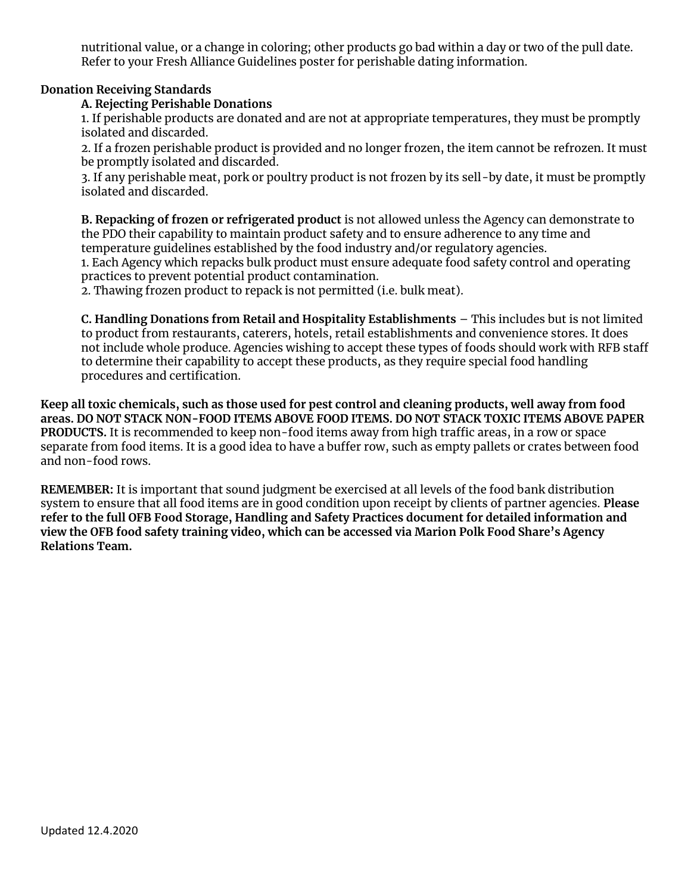nutritional value, or a change in coloring; other products go bad within a day or two of the pull date. Refer to your Fresh Alliance Guidelines poster for perishable dating information.

**Donation Receiving Standards**

**A. Rejecting Perishable Donations**

1. If perishable products are donated and are not at appropriate temperatures, they must be promptly isolated and discarded.
2. If a frozen perishable product is provided and no longer frozen, the item cannot be refrozen. It must be promptly isolated and discarded.
3. If any perishable meat, pork or poultry product is not frozen by its sell-by date, it must be promptly isolated and discarded.

**B. Repacking of frozen or refrigerated product** is not allowed unless the Agency can demonstrate to the PDO their capability to maintain product safety and to ensure adherence to any time and temperature guidelines established by the food industry and/or regulatory agencies.

1. Each Agency which repacks bulk product must ensure adequate food safety control and operating practices to prevent potential product contamination.
2. Thawing frozen product to repack is not permitted (i.e. bulk meat).

**C. Handling Donations from Retail and Hospitality Establishments** – This includes but is not limited to product from restaurants, caterers, hotels, retail establishments and convenience stores. It does not include whole produce. Agencies wishing to accept these types of foods should work with RFB staff to determine their capability to accept these products, as they require special food handling procedures and certification.

**Keep all toxic chemicals, such as those used for pest control and cleaning products, well away from food areas. DO NOT STACK NON-FOOD ITEMS ABOVE FOOD ITEMS. DO NOT STACK TOXIC ITEMS ABOVE PAPER PRODUCTS.** It is recommended to keep non-food items away from high traffic areas, in a row or space separate from food items. It is a good idea to have a buffer row, such as empty pallets or crates between food and non-food rows.

**REMEMBER:** It is important that sound judgment be exercised at all levels of the food bank distribution system to ensure that all food items are in good condition upon receipt by clients of partner agencies. **Please refer to the full OFB Food Storage, Handling and Safety Practices document for detailed information and view the OFB food safety training video, which can be accessed via Marion Polk Food Share's Agency Relations Team.**

Updated 12.4.2020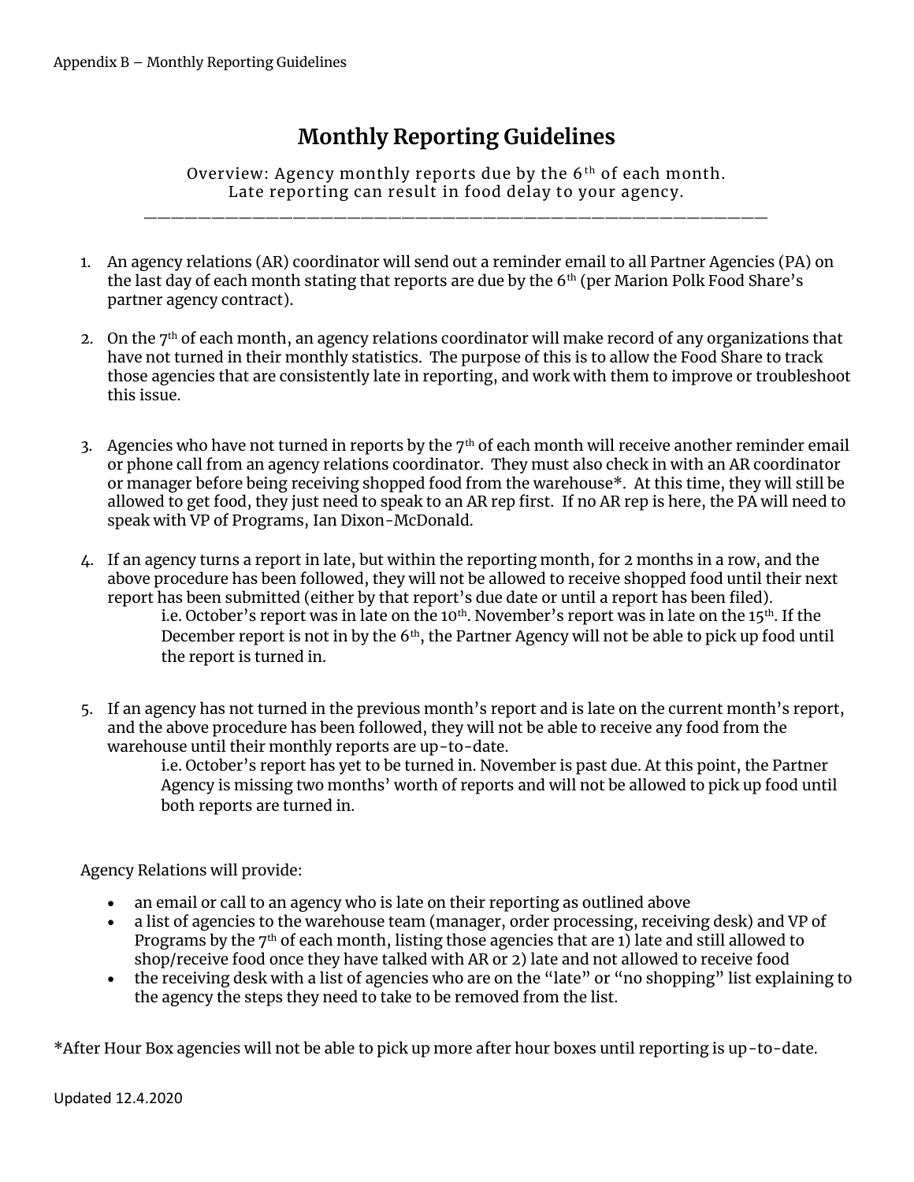Appendix B – Monthly Reporting Guidelines

# Monthly Reporting Guidelines

Overview: Agency monthly reports due by the 6th of each month.
Late reporting can result in food delay to your agency.

---

1. An agency relations (AR) coordinator will send out a reminder email to all Partner Agencies (PA) on the last day of each month stating that reports are due by the 6th (per Marion Polk Food Share's partner agency contract).

2. On the 7th of each month, an agency relations coordinator will make record of any organizations that have not turned in their monthly statistics. The purpose of this is to allow the Food Share to track those agencies that are consistently late in reporting, and work with them to improve or troubleshoot this issue.

3. Agencies who have not turned in reports by the 7th of each month will receive another reminder email or phone call from an agency relations coordinator. They must also check in with an AR coordinator or manager before being receiving shopped food from the warehouse*. At this time, they will still be allowed to get food, they just need to speak to an AR rep first. If no AR rep is here, the PA will need to speak with VP of Programs, Ian Dixon-McDonald.

4. If an agency turns a report in late, but within the reporting month, for 2 months in a row, and the above procedure has been followed, they will not be allowed to receive shopped food until their next report has been submitted (either by that report's due date or until a report has been filed).

   i.e. October's report was in late on the 10th. November's report was in late on the 15th. If the December report is not in by the 6th, the Partner Agency will not be able to pick up food until the report is turned in.

5. If an agency has not turned in the previous month's report and is late on the current month's report, and the above procedure has been followed, they will not be able to receive any food from the warehouse until their monthly reports are up-to-date.

   i.e. October's report has yet to be turned in. November is past due. At this point, the Partner Agency is missing two months' worth of reports and will not be allowed to pick up food until both reports are turned in.

Agency Relations will provide:

- an email or call to an agency who is late on their reporting as outlined above
- a list of agencies to the warehouse team (manager, order processing, receiving desk) and VP of Programs by the 7th of each month, listing those agencies that are 1) late and still allowed to shop/receive food once they have talked with AR or 2) late and not allowed to receive food
- the receiving desk with a list of agencies who are on the "late" or "no shopping" list explaining to the agency the steps they need to take to be removed from the list.

*After Hour Box agencies will not be able to pick up more after hour boxes until reporting is up-to-date.

Updated 12.4.2020